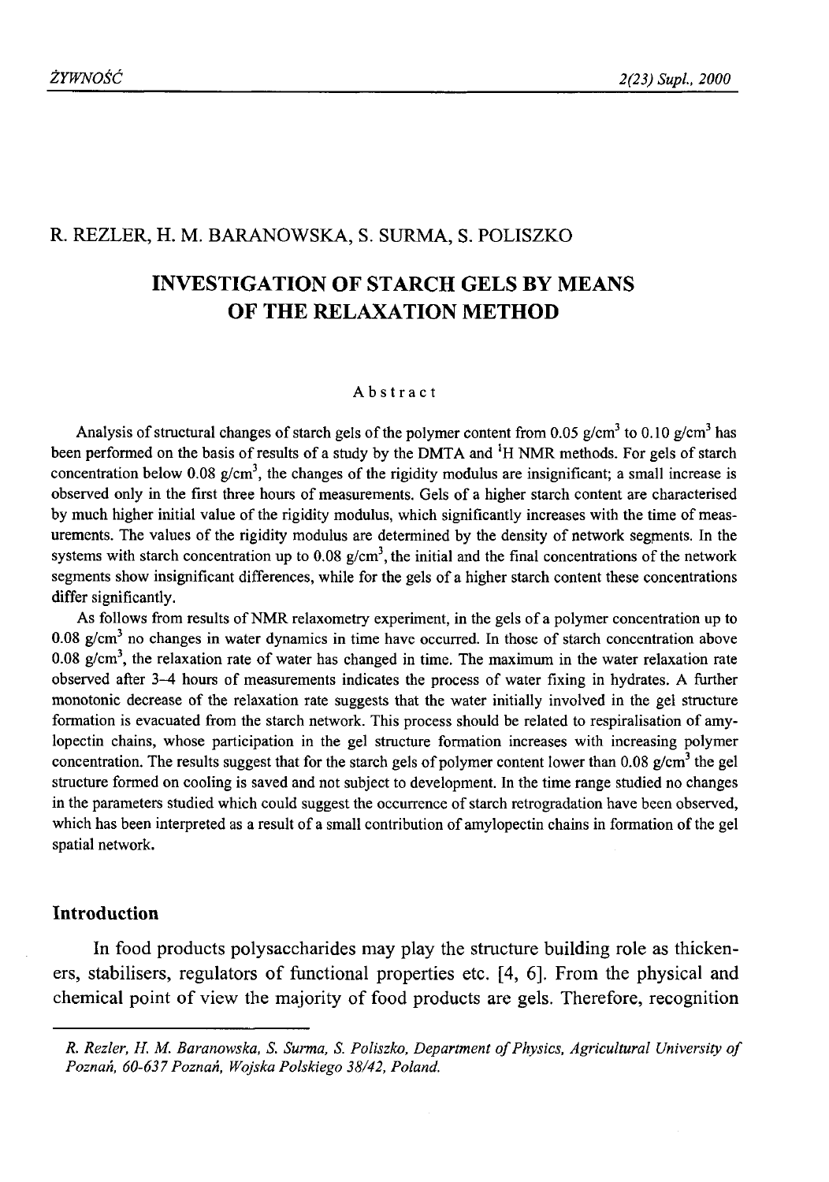R. REZLER, H. M. BARANOWSKA, S. SURMA, S. POLISZKO

# INVESTIGATION OF STARCH GELS BY MEANS OF THE RELAXATION METHOD

## Abstract

Analysis of structural changes of starch gels of the polymer content from 0.05 g/cm$^3$ to 0.10 g/cm$^3$ has been performed on the basis of results of a study by the DMTA and $^1$H NMR methods. For gels of starch concentration below 0.08 g/cm$^3$, the changes of the rigidity modulus are insignificant; a small increase is observed only in the first three hours of measurements. Gels of a higher starch content are characterised by much higher initial value of the rigidity modulus, which significantly increases with the time of measurements. The values of the rigidity modulus are determined by the density of network segments. In the systems with starch concentration up to 0.08 g/cm$^3$, the initial and the final concentrations of the network segments show insignificant differences, while for the gels of a higher starch content these concentrations differ significantly.

As follows from results of NMR relaxometry experiment, in the gels of a polymer concentration up to 0.08 g/cm$^3$ no changes in water dynamics in time have occurred. In those of starch concentration above 0.08 g/cm$^3$, the relaxation rate of water has changed in time. The maximum in the water relaxation rate observed after 3–4 hours of measurements indicates the process of water fixing in hydrates. A further monotonic decrease of the relaxation rate suggests that the water initially involved in the gel structure formation is evacuated from the starch network. This process should be related to respiralisation of amylopectin chains, whose participation in the gel structure formation increases with increasing polymer concentration. The results suggest that for the starch gels of polymer content lower than 0.08 g/cm$^3$ the gel structure formed on cooling is saved and not subject to development. In the time range studied no changes in the parameters studied which could suggest the occurrence of starch retrogradation have been observed, which has been interpreted as a result of a small contribution of amylopectin chains in formation of the gel spatial network.

## Introduction

In food products polysaccharides may play the structure building role as thickeners, stabilisers, regulators of functional properties etc. [4, 6]. From the physical and chemical point of view the majority of food products are gels. Therefore, recognition

---

*R. Rezler, H. M. Baranowska, S. Surma, S. Poliszko, Department of Physics, Agricultural University of Poznań, 60-637 Poznań, Wojska Polskiego 38/42, Poland.*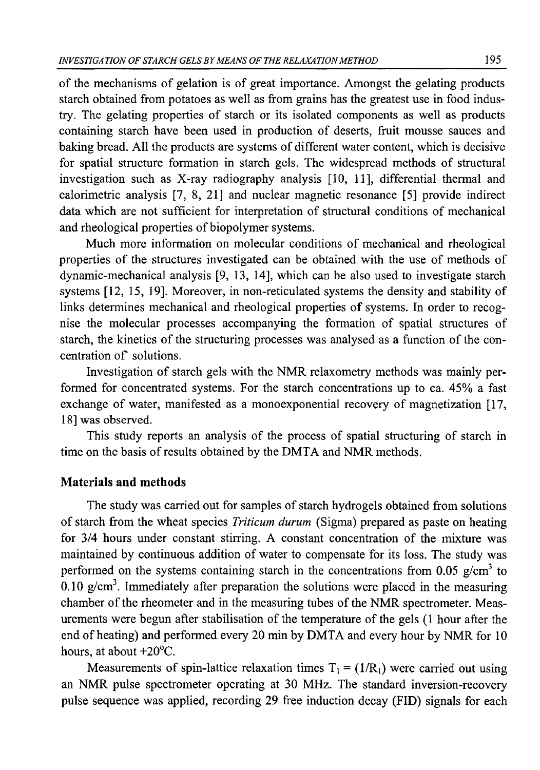of the mechanisms of gelation is of great importance. Amongst the gelating products starch obtained from potatoes as well as from grains has the greatest use in food industry. The gelating properties of starch or its isolated components as well as products containing starch have been used in production of deserts, fruit mousse sauces and baking bread. All the products are systems of different water content, which is decisive for spatial structure formation in starch gels. The widespread methods of structural investigation such as X-ray radiography analysis [10, 11], differential thermal and calorimetric analysis [7, 8, 21] and nuclear magnetic resonance [5] provide indirect data which are not sufficient for interpretation of structural conditions of mechanical and rheological properties of biopolymer systems.

Much more information on molecular conditions of mechanical and rheological properties of the structures investigated can be obtained with the use of methods of dynamic-mechanical analysis [9, 13, 14], which can be also used to investigate starch systems [12, 15, 19]. Moreover, in non-reticulated systems the density and stability of links determines mechanical and rheological properties of systems. In order to recognise the molecular processes accompanying the formation of spatial structures of starch, the kinetics of the structuring processes was analysed as a function of the concentration of solutions.

Investigation of starch gels with the NMR relaxometry methods was mainly performed for concentrated systems. For the starch concentrations up to ca. 45% a fast exchange of water, manifested as a monoexponential recovery of magnetization [17, 18] was observed.

This study reports an analysis of the process of spatial structuring of starch in time on the basis of results obtained by the DMTA and NMR methods.

## Materials and methods

The study was carried out for samples of starch hydrogels obtained from solutions of starch from the wheat species *Triticum durum* (Sigma) prepared as paste on heating for 3/4 hours under constant stirring. A constant concentration of the mixture was maintained by continuous addition of water to compensate for its loss. The study was performed on the systems containing starch in the concentrations from 0.05 g/cm$^3$ to 0.10 g/cm$^3$. Immediately after preparation the solutions were placed in the measuring chamber of the rheometer and in the measuring tubes of the NMR spectrometer. Measurements were begun after stabilisation of the temperature of the gels (1 hour after the end of heating) and performed every 20 min by DMTA and every hour by NMR for 10 hours, at about +20°C.

Measurements of spin-lattice relaxation times $T_1 = (1/R_1)$ were carried out using an NMR pulse spectrometer operating at 30 MHz. The standard inversion-recovery pulse sequence was applied, recording 29 free induction decay (FID) signals for each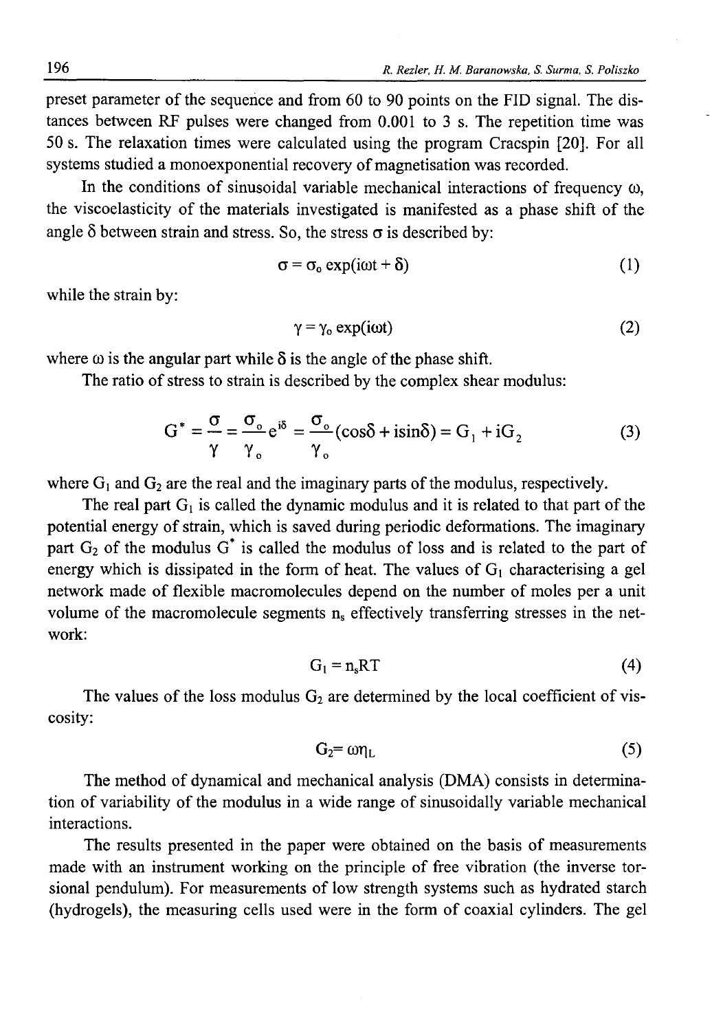preset parameter of the sequence and from 60 to 90 points on the FID signal. The distances between RF pulses were changed from 0.001 to 3 s. The repetition time was 50 s. The relaxation times were calculated using the program Cracspin [20]. For all systems studied a monoexponential recovery of magnetisation was recorded.

In the conditions of sinusoidal variable mechanical interactions of frequency $\omega$, the viscoelasticity of the materials investigated is manifested as a phase shift of the angle $\delta$ between strain and stress. So, the stress $\sigma$ is described by:

$$\sigma = \sigma_o \exp(i\omega t + \delta) \tag{1}$$

while the strain by:

$$\gamma = \gamma_o \exp(i\omega t) \tag{2}$$

where $\omega$ is the angular part while $\delta$ is the angle of the phase shift.

The ratio of stress to strain is described by the complex shear modulus:

$$G^* = \frac{\sigma}{\gamma} = \frac{\sigma_o}{\gamma_o} e^{i\delta} = \frac{\sigma_o}{\gamma_o}(\cos\delta + i\sin\delta) = G_1 + iG_2 \tag{3}$$

where $G_1$ and $G_2$ are the real and the imaginary parts of the modulus, respectively.

The real part $G_1$ is called the dynamic modulus and it is related to that part of the potential energy of strain, which is saved during periodic deformations. The imaginary part $G_2$ of the modulus $G^*$ is called the modulus of loss and is related to the part of energy which is dissipated in the form of heat. The values of $G_1$ characterising a gel network made of flexible macromolecules depend on the number of moles per a unit volume of the macromolecule segments $n_s$ effectively transferring stresses in the network:

$$G_1 = n_s RT \tag{4}$$

The values of the loss modulus $G_2$ are determined by the local coefficient of viscosity:

$$G_2 = \omega\eta_L \tag{5}$$

The method of dynamical and mechanical analysis (DMA) consists in determination of variability of the modulus in a wide range of sinusoidally variable mechanical interactions.

The results presented in the paper were obtained on the basis of measurements made with an instrument working on the principle of free vibration (the inverse torsional pendulum). For measurements of low strength systems such as hydrated starch (hydrogels), the measuring cells used were in the form of coaxial cylinders. The gel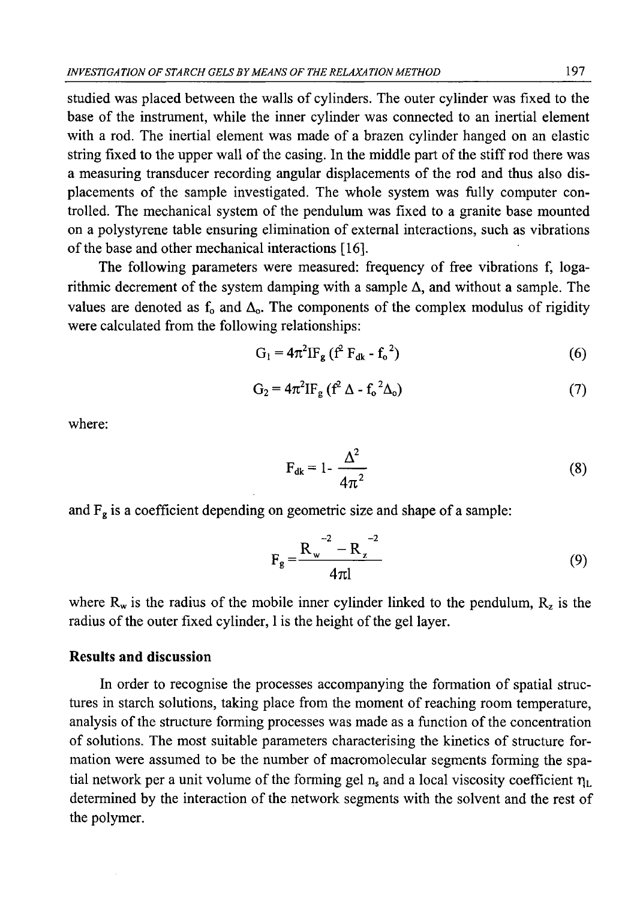studied was placed between the walls of cylinders. The outer cylinder was fixed to the base of the instrument, while the inner cylinder was connected to an inertial element with a rod. The inertial element was made of a brazen cylinder hanged on an elastic string fixed to the upper wall of the casing. In the middle part of the stiff rod there was a measuring transducer recording angular displacements of the rod and thus also displacements of the sample investigated. The whole system was fully computer controlled. The mechanical system of the pendulum was fixed to a granite base mounted on a polystyrene table ensuring elimination of external interactions, such as vibrations of the base and other mechanical interactions [16].

The following parameters were measured: frequency of free vibrations f, logarithmic decrement of the system damping with a sample $\Delta$, and without a sample. The values are denoted as $f_o$ and $\Delta_o$. The components of the complex modulus of rigidity were calculated from the following relationships:

$$G_1 = 4\pi^2 I F_g \left(f^2 F_{dk} - f_o^2\right) \tag{6}$$

$$G_2 = 4\pi^2 I F_g \left(f^2 \Delta - f_o^2 \Delta_o\right) \tag{7}$$

where:

$$F_{dk} = 1 - \frac{\Delta^2}{4\pi^2} \tag{8}$$

and $F_g$ is a coefficient depending on geometric size and shape of a sample:

$$F_g = \frac{R_w^{-2} - R_z^{-2}}{4\pi l} \tag{9}$$

where $R_w$ is the radius of the mobile inner cylinder linked to the pendulum, $R_z$ is the radius of the outer fixed cylinder, l is the height of the gel layer.

## Results and discussion

In order to recognise the processes accompanying the formation of spatial structures in starch solutions, taking place from the moment of reaching room temperature, analysis of the structure forming processes was made as a function of the concentration of solutions. The most suitable parameters characterising the kinetics of structure formation were assumed to be the number of macromolecular segments forming the spatial network per a unit volume of the forming gel $n_s$ and a local viscosity coefficient $\eta_L$ determined by the interaction of the network segments with the solvent and the rest of the polymer.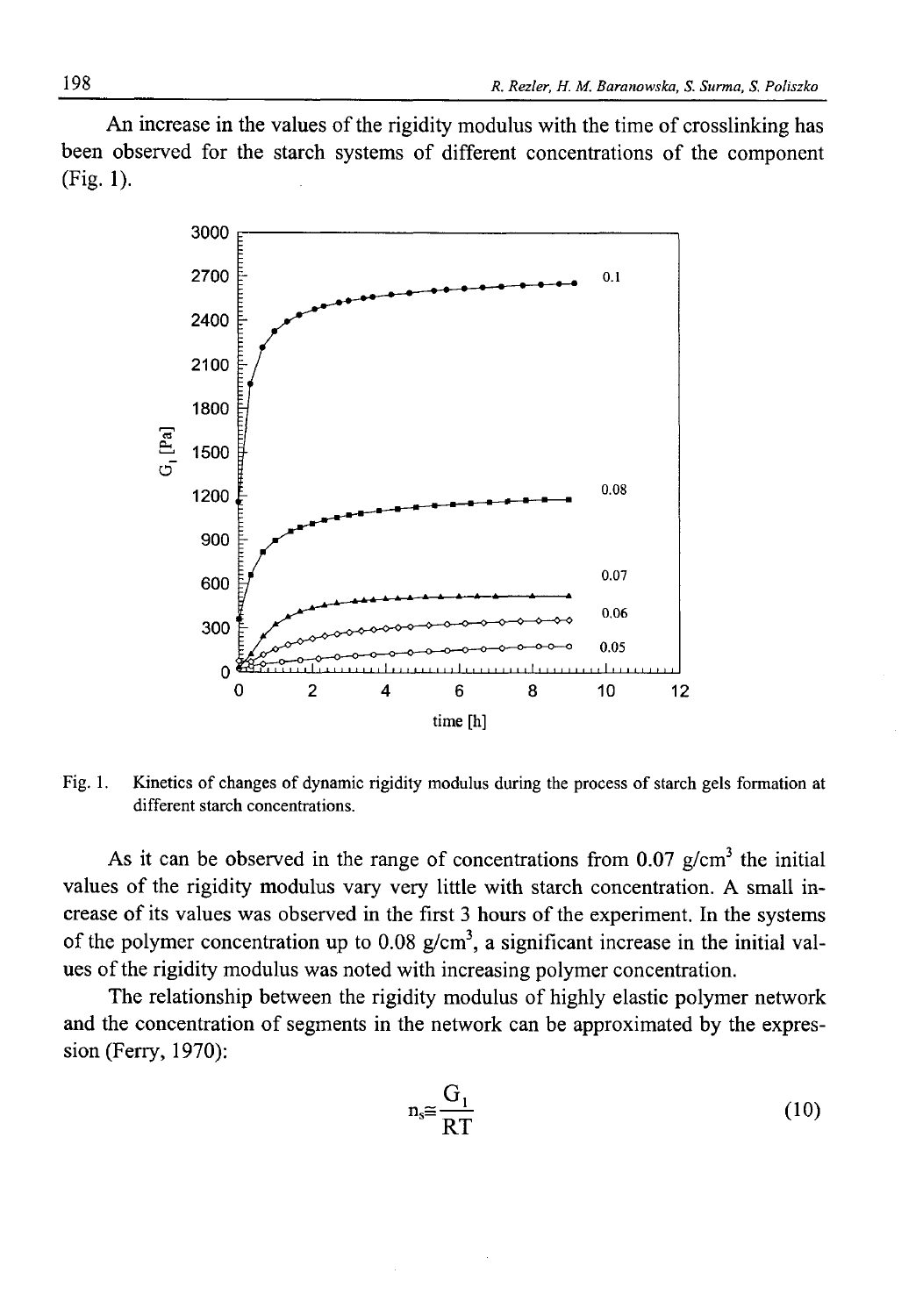An increase in the values of the rigidity modulus with the time of crosslinking has been observed for the starch systems of different concentrations of the component (Fig. 1).

Fig. 1. Kinetics of changes of dynamic rigidity modulus during the process of starch gels formation at different starch concentrations.

As it can be observed in the range of concentrations from 0.07 g/cm$^3$ the initial values of the rigidity modulus vary very little with starch concentration. A small increase of its values was observed in the first 3 hours of the experiment. In the systems of the polymer concentration up to 0.08 g/cm$^3$, a significant increase in the initial values of the rigidity modulus was noted with increasing polymer concentration.

The relationship between the rigidity modulus of highly elastic polymer network and the concentration of segments in the network can be approximated by the expression (Ferry, 1970):

$$n_s \cong \frac{G_1}{RT} \tag{10}$$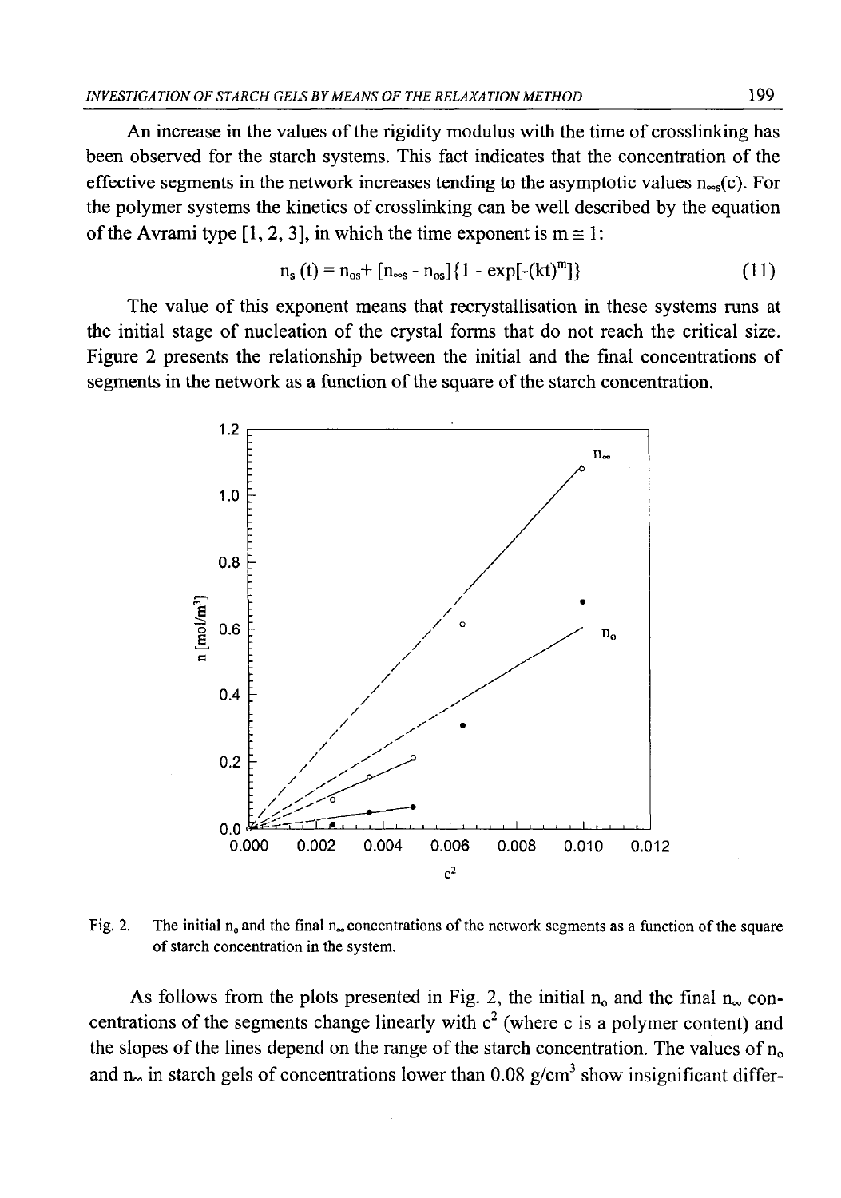An increase in the values of the rigidity modulus with the time of crosslinking has been observed for the starch systems. This fact indicates that the concentration of the effective segments in the network increases tending to the asymptotic values $n_{\infty s}(c)$. For the polymer systems the kinetics of crosslinking can be well described by the equation of the Avrami type [1, 2, 3], in which the time exponent is $m \cong 1$:

$$n_s(t) = n_{os} + [n_{\infty s} - n_{os}]\{1 - \exp[-(kt)^m]\} \tag{11}$$

The value of this exponent means that recrystallisation in these systems runs at the initial stage of nucleation of the crystal forms that do not reach the critical size. Figure 2 presents the relationship between the initial and the final concentrations of segments in the network as a function of the square of the starch concentration.

Fig. 2. The initial $n_o$ and the final $n_\infty$ concentrations of the network segments as a function of the square of starch concentration in the system.

As follows from the plots presented in Fig. 2, the initial $n_o$ and the final $n_\infty$ concentrations of the segments change linearly with $c^2$ (where c is a polymer content) and the slopes of the lines depend on the range of the starch concentration. The values of $n_o$ and $n_\infty$ in starch gels of concentrations lower than 0.08 g/cm$^3$ show insignificant differ-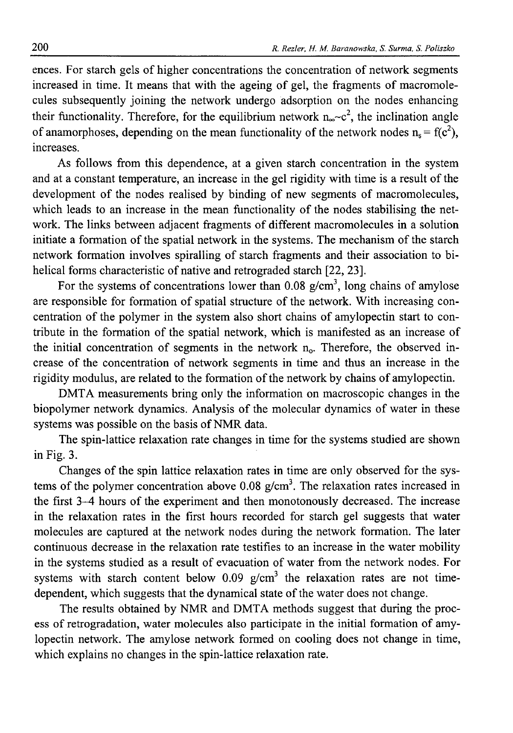ences. For starch gels of higher concentrations the concentration of network segments increased in time. It means that with the ageing of gel, the fragments of macromolecules subsequently joining the network undergo adsorption on the nodes enhancing their functionality. Therefore, for the equilibrium network $n_\infty \sim c^2$, the inclination angle of anamorphoses, depending on the mean functionality of the network nodes $n_s = f(c^2)$, increases.

As follows from this dependence, at a given starch concentration in the system and at a constant temperature, an increase in the gel rigidity with time is a result of the development of the nodes realised by binding of new segments of macromolecules, which leads to an increase in the mean functionality of the nodes stabilising the network. The links between adjacent fragments of different macromolecules in a solution initiate a formation of the spatial network in the systems. The mechanism of the starch network formation involves spiralling of starch fragments and their association to bi-helical forms characteristic of native and retrograded starch [22, 23].

For the systems of concentrations lower than 0.08 g/cm$^3$, long chains of amylose are responsible for formation of spatial structure of the network. With increasing concentration of the polymer in the system also short chains of amylopectin start to contribute in the formation of the spatial network, which is manifested as an increase of the initial concentration of segments in the network $n_0$. Therefore, the observed increase of the concentration of network segments in time and thus an increase in the rigidity modulus, are related to the formation of the network by chains of amylopectin.

DMTA measurements bring only the information on macroscopic changes in the biopolymer network dynamics. Analysis of the molecular dynamics of water in these systems was possible on the basis of NMR data.

The spin-lattice relaxation rate changes in time for the systems studied are shown in Fig. 3.

Changes of the spin lattice relaxation rates in time are only observed for the systems of the polymer concentration above 0.08 g/cm$^3$. The relaxation rates increased in the first 3–4 hours of the experiment and then monotonously decreased. The increase in the relaxation rates in the first hours recorded for starch gel suggests that water molecules are captured at the network nodes during the network formation. The later continuous decrease in the relaxation rate testifies to an increase in the water mobility in the systems studied as a result of evacuation of water from the network nodes. For systems with starch content below 0.09 g/cm$^3$ the relaxation rates are not time-dependent, which suggests that the dynamical state of the water does not change.

The results obtained by NMR and DMTA methods suggest that during the process of retrogradation, water molecules also participate in the initial formation of amylopectin network. The amylose network formed on cooling does not change in time, which explains no changes in the spin-lattice relaxation rate.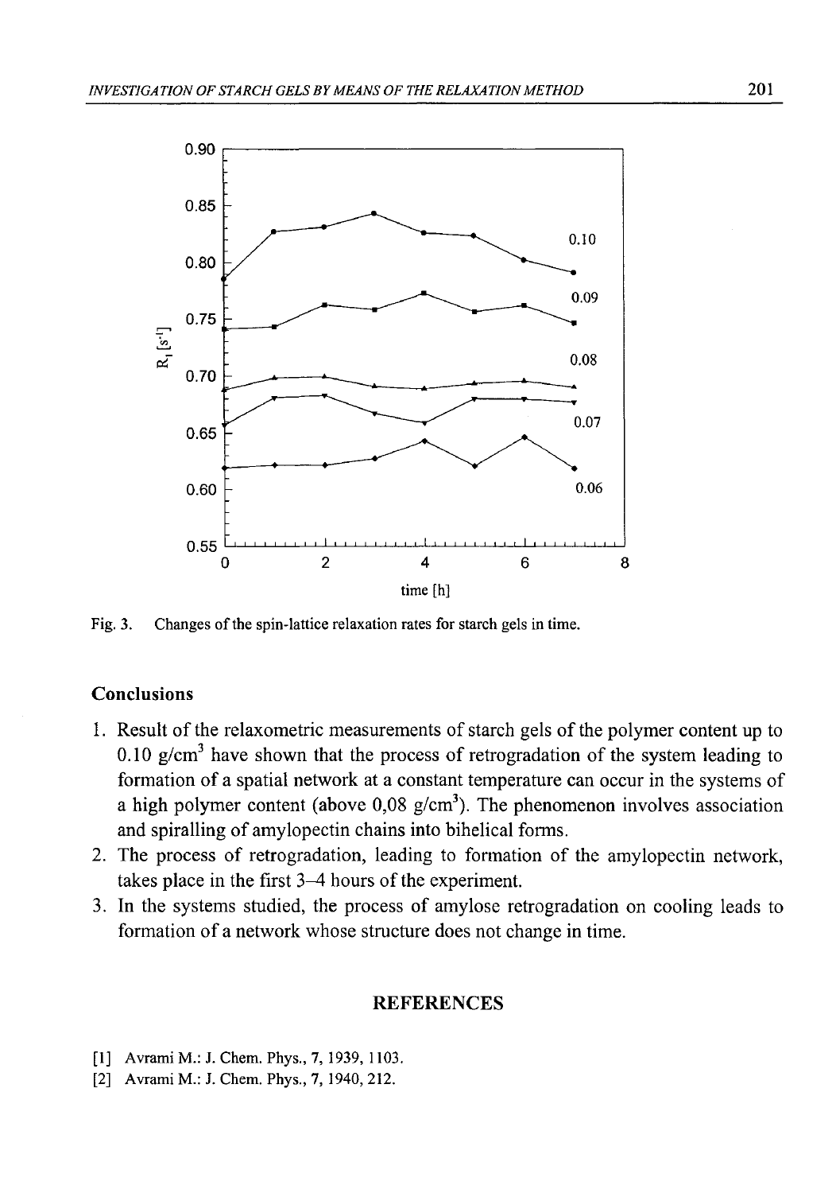Fig. 3. Changes of the spin-lattice relaxation rates for starch gels in time.

## Conclusions

1. Result of the relaxometric measurements of starch gels of the polymer content up to 0.10 g/cm$^3$ have shown that the process of retrogradation of the system leading to formation of a spatial network at a constant temperature can occur in the systems of a high polymer content (above 0,08 g/cm$^3$). The phenomenon involves association and spiralling of amylopectin chains into bihelical forms.
2. The process of retrogradation, leading to formation of the amylopectin network, takes place in the first 3–4 hours of the experiment.
3. In the systems studied, the process of amylose retrogradation on cooling leads to formation of a network whose structure does not change in time.

## REFERENCES

[1] Avrami M.: J. Chem. Phys., 7, 1939, 1103.

[2] Avrami M.: J. Chem. Phys., 7, 1940, 212.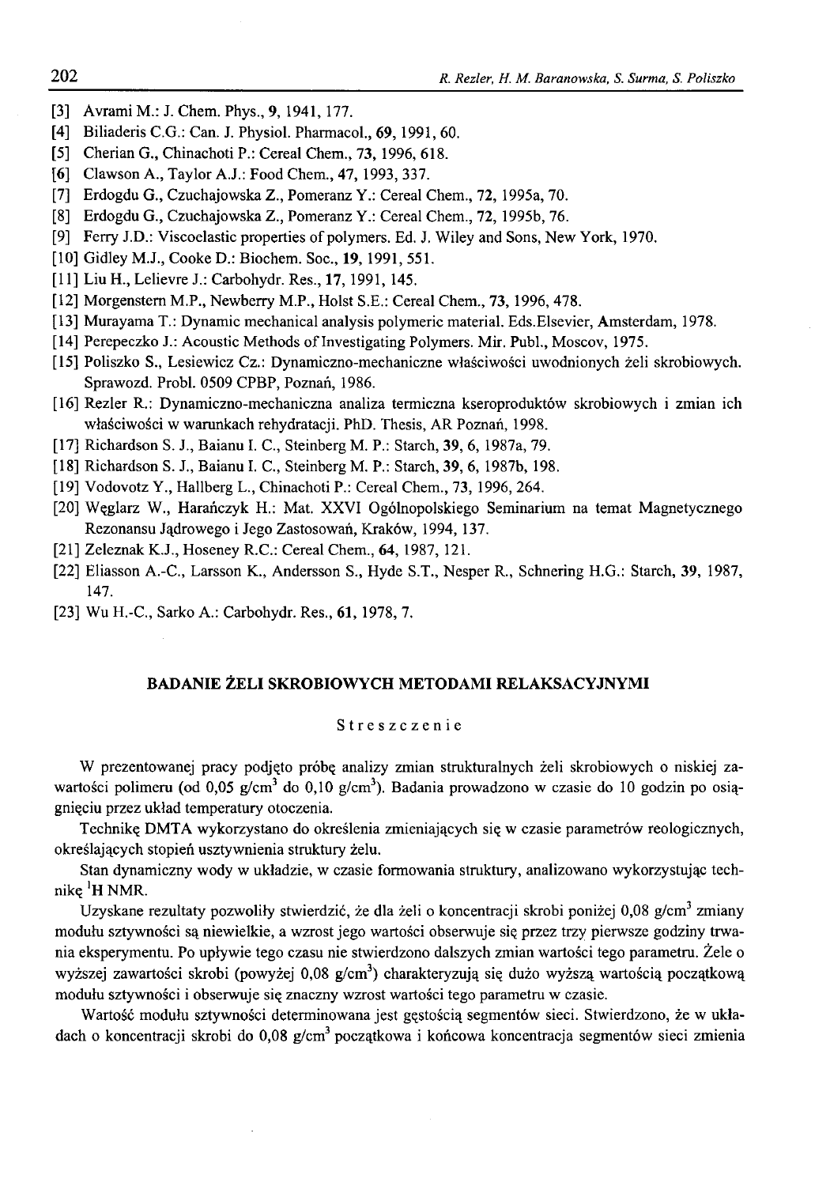[3] Avrami M.: J. Chem. Phys., **9**, 1941, 177.

[4] Biliaderis C.G.: Can. J. Physiol. Pharmacol., **69**, 1991, 60.

[5] Cherian G., Chinachoti P.: Cereal Chem., **73**, 1996, 618.

[6] Clawson A., Taylor A.J.: Food Chem., **47**, 1993, 337.

[7] Erdogdu G., Czuchajowska Z., Pomeranz Y.: Cereal Chem., **72**, 1995a, 70.

[8] Erdogdu G., Czuchajowska Z., Pomeranz Y.: Cereal Chem., **72**, 1995b, 76.

[9] Ferry J.D.: Viscoelastic properties of polymers. Ed. J. Wiley and Sons, New York, 1970.

[10] Gidley M.J., Cooke D.: Biochem. Soc., **19**, 1991, 551.

[11] Liu H., Lelievre J.: Carbohydr. Res., **17**, 1991, 145.

[12] Morgenstern M.P., Newberry M.P., Holst S.E.: Cereal Chem., **73**, 1996, 478.

[13] Murayama T.: Dynamic mechanical analysis polymeric material. Eds.Elsevier, Amsterdam, 1978.

[14] Perepeczko J.: Acoustic Methods of Investigating Polymers. Mir. Publ., Moscov, 1975.

[15] Poliszko S., Lesiewicz Cz.: Dynamiczno-mechaniczne właściwości uwodnionych żeli skrobiowych. Sprawozd. Probl. 0509 CPBP, Poznań, 1986.

[16] Rezler R.: Dynamiczno-mechaniczna analiza termiczna kseroproduktów skrobiowych i zmian ich właściwości w warunkach rehydratacji. PhD. Thesis, AR Poznań, 1998.

[17] Richardson S. J., Baianu I. C., Steinberg M. P.: Starch, **39**, 6, 1987a, 79.

[18] Richardson S. J., Baianu I. C., Steinberg M. P.: Starch, **39**, 6, 1987b, 198.

[19] Vodovotz Y., Hallberg L., Chinachoti P.: Cereal Chem., 73, 1996, 264.

[20] Węglarz W., Harańczyk H.: Mat. XXVI Ogólnopolskiego Seminarium na temat Magnetycznego Rezonansu Jądrowego i Jego Zastosowań, Kraków, 1994, 137.

[21] Zeleznak K.J., Hoseney R.C.: Cereal Chem., **64**, 1987, 121.

[22] Eliasson A.-C., Larsson K., Andersson S., Hyde S.T., Nesper R., Schnering H.G.: Starch, **39**, 1987, 147.

[23] Wu H.-C., Sarko A.: Carbohydr. Res., **61**, 1978, 7.

## BADANIE ŻELI SKROBIOWYCH METODAMI RELAKSACYJNYMI

### Streszczenie

W prezentowanej pracy podjęto próbę analizy zmian strukturalnych żeli skrobiowych o niskiej zawartości polimeru (od 0,05 g/cm$^3$ do 0,10 g/cm$^3$). Badania prowadzono w czasie do 10 godzin po osiągnięciu przez układ temperatury otoczenia.

Technikę DMTA wykorzystano do określenia zmieniających się w czasie parametrów reologicznych, określających stopień usztywnienia struktury żelu.

Stan dynamiczny wody w układzie, w czasie formowania struktury, analizowano wykorzystując technikę $^1$H NMR.

Uzyskane rezultaty pozwoliły stwierdzić, że dla żeli o koncentracji skrobi poniżej 0,08 g/cm$^3$ zmiany modułu sztywności są niewielkie, a wzrost jego wartości obserwuje się przez trzy pierwsze godziny trwania eksperymentu. Po upływie tego czasu nie stwierdzono dalszych zmian wartości tego parametru. Żele o wyższej zawartości skrobi (powyżej 0,08 g/cm$^3$) charakteryzują się dużo wyższą wartością początkową modułu sztywności i obserwuje się znaczny wzrost wartości tego parametru w czasie.

Wartość modułu sztywności determinowana jest gęstością segmentów sieci. Stwierdzono, że w układach o koncentracji skrobi do 0,08 g/cm$^3$ początkowa i końcowa koncentracja segmentów sieci zmienia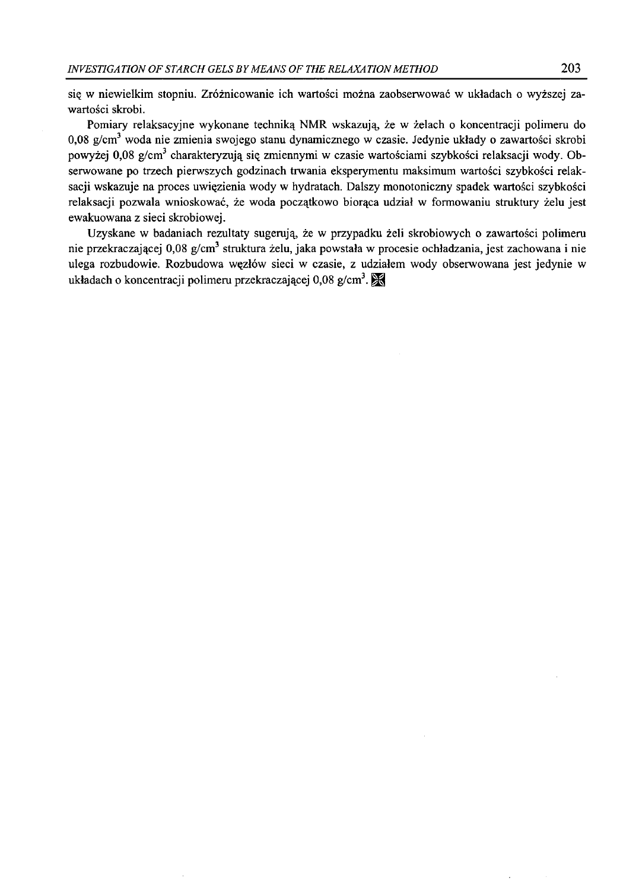się w niewielkim stopniu. Zróżnicowanie ich wartości można zaobserwować w układach o wyższej zawartości skrobi.

Pomiary relaksacyjne wykonane techniką NMR wskazują, że w żelach o koncentracji polimeru do 0,08 g/cm$^3$ woda nie zmienia swojego stanu dynamicznego w czasie. Jedynie układy o zawartości skrobi powyżej 0,08 g/cm$^3$ charakteryzują się zmiennymi w czasie wartościami szybkości relaksacji wody. Obserwowane po trzech pierwszych godzinach trwania eksperymentu maksimum wartości szybkości relaksacji wskazuje na proces uwięzienia wody w hydratach. Dalszy monotoniczny spadek wartości szybkości relaksacji pozwala wnioskować, że woda początkowo biorąca udział w formowaniu struktury żelu jest ewakuowana z sieci skrobiowej.

Uzyskane w badaniach rezultaty sugerują, że w przypadku żeli skrobiowych o zawartości polimeru nie przekraczającej 0,08 g/cm$^3$ struktura żelu, jaka powstała w procesie ochładzania, jest zachowana i nie ulega rozbudowie. Rozbudowa węzłów sieci w czasie, z udziałem wody obserwowana jest jedynie w układach o koncentracji polimeru przekraczającej 0,08 g/cm$^3$.